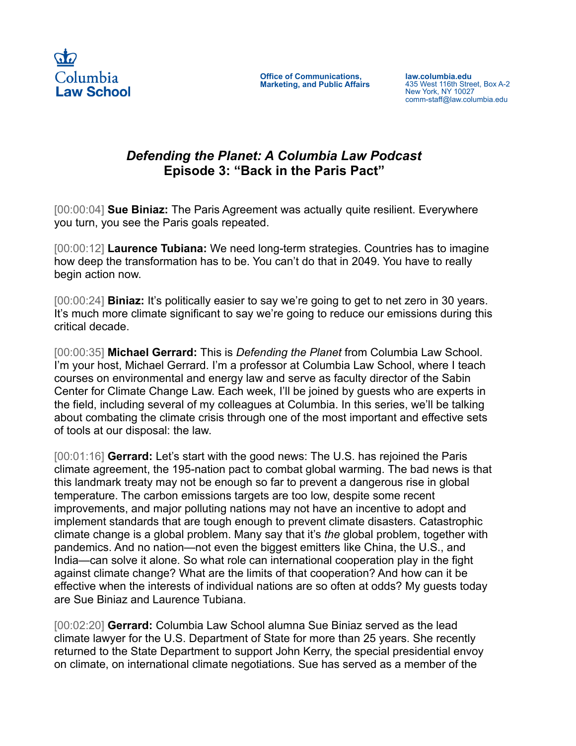Columbia Law School

Office of Communications, Marketing, and Public Affairs

law.columbia.edu
435 West 116th Street, Box A-2
New York, NY 10027
comm-staff@law.columbia.edu

# *Defending the Planet: A Columbia Law Podcast*
## Episode 3: "Back in the Paris Pact"

[00:00:04] **Sue Biniaz:** The Paris Agreement was actually quite resilient. Everywhere you turn, you see the Paris goals repeated.

[00:00:12] **Laurence Tubiana:** We need long-term strategies. Countries has to imagine how deep the transformation has to be. You can't do that in 2049. You have to really begin action now.

[00:00:24] **Biniaz:** It's politically easier to say we're going to get to net zero in 30 years. It's much more climate significant to say we're going to reduce our emissions during this critical decade.

[00:00:35] **Michael Gerrard:** This is *Defending the Planet* from Columbia Law School. I'm your host, Michael Gerrard. I'm a professor at Columbia Law School, where I teach courses on environmental and energy law and serve as faculty director of the Sabin Center for Climate Change Law. Each week, I'll be joined by guests who are experts in the field, including several of my colleagues at Columbia. In this series, we'll be talking about combating the climate crisis through one of the most important and effective sets of tools at our disposal: the law.

[00:01:16] **Gerrard:** Let's start with the good news: The U.S. has rejoined the Paris climate agreement, the 195-nation pact to combat global warming. The bad news is that this landmark treaty may not be enough so far to prevent a dangerous rise in global temperature. The carbon emissions targets are too low, despite some recent improvements, and major polluting nations may not have an incentive to adopt and implement standards that are tough enough to prevent climate disasters. Catastrophic climate change is a global problem. Many say that it's *the* global problem, together with pandemics. And no nation—not even the biggest emitters like China, the U.S., and India—can solve it alone. So what role can international cooperation play in the fight against climate change? What are the limits of that cooperation? And how can it be effective when the interests of individual nations are so often at odds? My guests today are Sue Biniaz and Laurence Tubiana.

[00:02:20] **Gerrard:** Columbia Law School alumna Sue Biniaz served as the lead climate lawyer for the U.S. Department of State for more than 25 years. She recently returned to the State Department to support John Kerry, the special presidential envoy on climate, on international climate negotiations. Sue has served as a member of the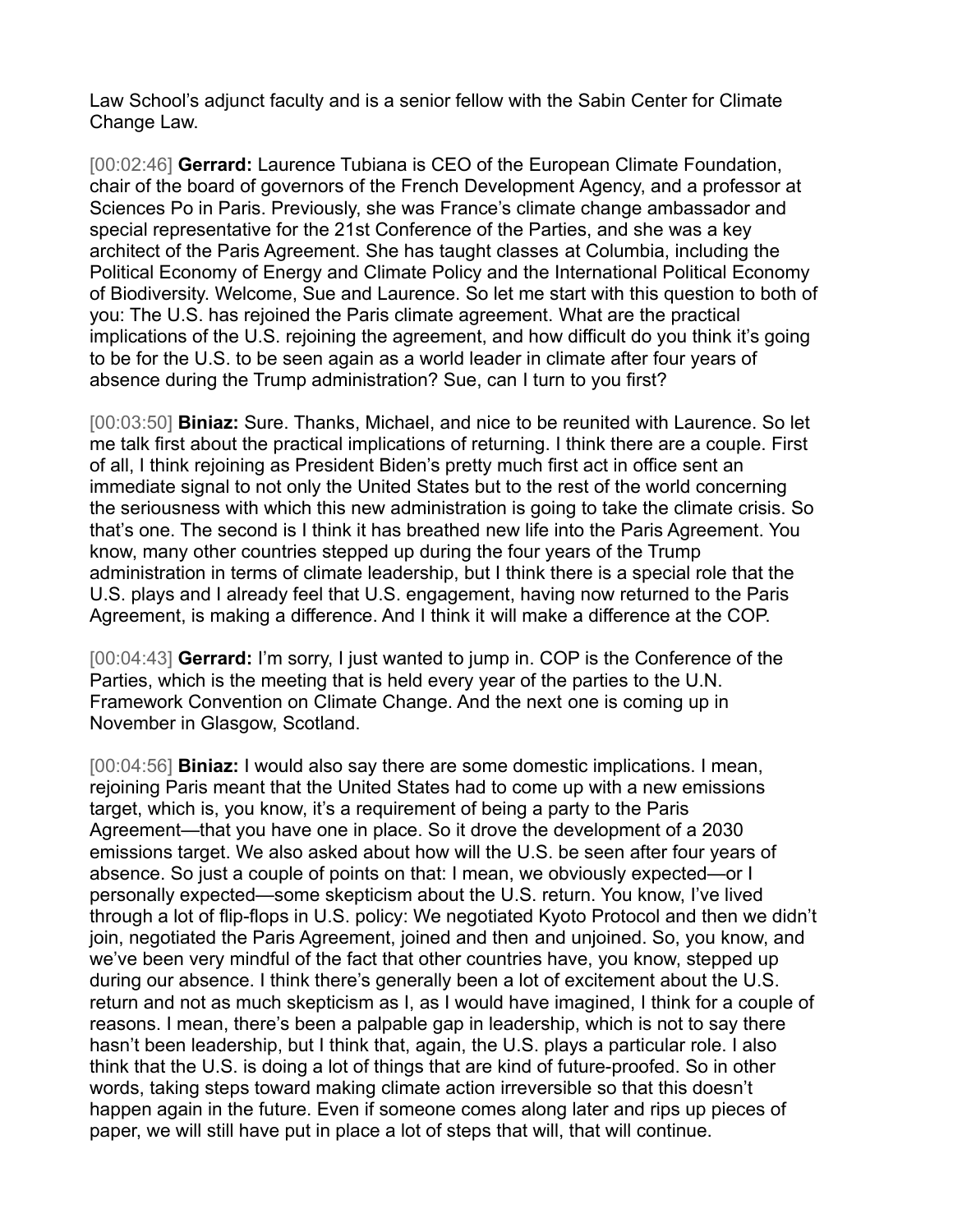Law School's adjunct faculty and is a senior fellow with the Sabin Center for Climate Change Law.

[00:02:46] **Gerrard:** Laurence Tubiana is CEO of the European Climate Foundation, chair of the board of governors of the French Development Agency, and a professor at Sciences Po in Paris. Previously, she was France's climate change ambassador and special representative for the 21st Conference of the Parties, and she was a key architect of the Paris Agreement. She has taught classes at Columbia, including the Political Economy of Energy and Climate Policy and the International Political Economy of Biodiversity. Welcome, Sue and Laurence. So let me start with this question to both of you: The U.S. has rejoined the Paris climate agreement. What are the practical implications of the U.S. rejoining the agreement, and how difficult do you think it's going to be for the U.S. to be seen again as a world leader in climate after four years of absence during the Trump administration? Sue, can I turn to you first?

[00:03:50] **Biniaz:** Sure. Thanks, Michael, and nice to be reunited with Laurence. So let me talk first about the practical implications of returning. I think there are a couple. First of all, I think rejoining as President Biden's pretty much first act in office sent an immediate signal to not only the United States but to the rest of the world concerning the seriousness with which this new administration is going to take the climate crisis. So that's one. The second is I think it has breathed new life into the Paris Agreement. You know, many other countries stepped up during the four years of the Trump administration in terms of climate leadership, but I think there is a special role that the U.S. plays and I already feel that U.S. engagement, having now returned to the Paris Agreement, is making a difference. And I think it will make a difference at the COP.

[00:04:43] **Gerrard:** I'm sorry, I just wanted to jump in. COP is the Conference of the Parties, which is the meeting that is held every year of the parties to the U.N. Framework Convention on Climate Change. And the next one is coming up in November in Glasgow, Scotland.

[00:04:56] **Biniaz:** I would also say there are some domestic implications. I mean, rejoining Paris meant that the United States had to come up with a new emissions target, which is, you know, it's a requirement of being a party to the Paris Agreement—that you have one in place. So it drove the development of a 2030 emissions target. We also asked about how will the U.S. be seen after four years of absence. So just a couple of points on that: I mean, we obviously expected—or I personally expected—some skepticism about the U.S. return. You know, I've lived through a lot of flip-flops in U.S. policy: We negotiated Kyoto Protocol and then we didn't join, negotiated the Paris Agreement, joined and then and unjoined. So, you know, and we've been very mindful of the fact that other countries have, you know, stepped up during our absence. I think there's generally been a lot of excitement about the U.S. return and not as much skepticism as I, as I would have imagined, I think for a couple of reasons. I mean, there's been a palpable gap in leadership, which is not to say there hasn't been leadership, but I think that, again, the U.S. plays a particular role. I also think that the U.S. is doing a lot of things that are kind of future-proofed. So in other words, taking steps toward making climate action irreversible so that this doesn't happen again in the future. Even if someone comes along later and rips up pieces of paper, we will still have put in place a lot of steps that will, that will continue.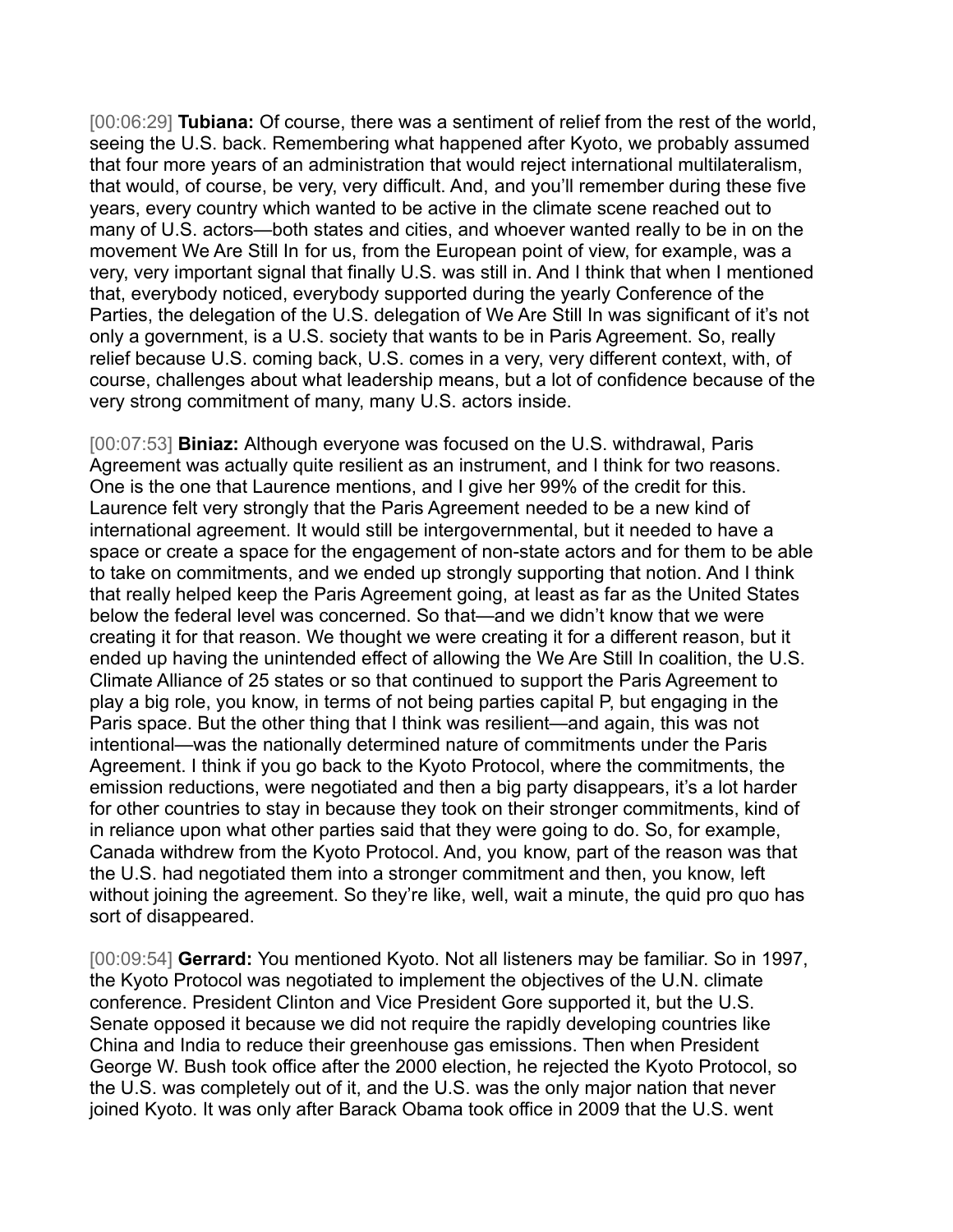[00:06:29] **Tubiana:** Of course, there was a sentiment of relief from the rest of the world, seeing the U.S. back. Remembering what happened after Kyoto, we probably assumed that four more years of an administration that would reject international multilateralism, that would, of course, be very, very difficult. And, and you'll remember during these five years, every country which wanted to be active in the climate scene reached out to many of U.S. actors—both states and cities, and whoever wanted really to be in on the movement We Are Still In for us, from the European point of view, for example, was a very, very important signal that finally U.S. was still in. And I think that when I mentioned that, everybody noticed, everybody supported during the yearly Conference of the Parties, the delegation of the U.S. delegation of We Are Still In was significant of it's not only a government, is a U.S. society that wants to be in Paris Agreement. So, really relief because U.S. coming back, U.S. comes in a very, very different context, with, of course, challenges about what leadership means, but a lot of confidence because of the very strong commitment of many, many U.S. actors inside.

[00:07:53] **Biniaz:** Although everyone was focused on the U.S. withdrawal, Paris Agreement was actually quite resilient as an instrument, and I think for two reasons. One is the one that Laurence mentions, and I give her 99% of the credit for this. Laurence felt very strongly that the Paris Agreement needed to be a new kind of international agreement. It would still be intergovernmental, but it needed to have a space or create a space for the engagement of non-state actors and for them to be able to take on commitments, and we ended up strongly supporting that notion. And I think that really helped keep the Paris Agreement going, at least as far as the United States below the federal level was concerned. So that—and we didn't know that we were creating it for that reason. We thought we were creating it for a different reason, but it ended up having the unintended effect of allowing the We Are Still In coalition, the U.S. Climate Alliance of 25 states or so that continued to support the Paris Agreement to play a big role, you know, in terms of not being parties capital P, but engaging in the Paris space. But the other thing that I think was resilient—and again, this was not intentional—was the nationally determined nature of commitments under the Paris Agreement. I think if you go back to the Kyoto Protocol, where the commitments, the emission reductions, were negotiated and then a big party disappears, it's a lot harder for other countries to stay in because they took on their stronger commitments, kind of in reliance upon what other parties said that they were going to do. So, for example, Canada withdrew from the Kyoto Protocol. And, you know, part of the reason was that the U.S. had negotiated them into a stronger commitment and then, you know, left without joining the agreement. So they're like, well, wait a minute, the quid pro quo has sort of disappeared.

[00:09:54] **Gerrard:** You mentioned Kyoto. Not all listeners may be familiar. So in 1997, the Kyoto Protocol was negotiated to implement the objectives of the U.N. climate conference. President Clinton and Vice President Gore supported it, but the U.S. Senate opposed it because we did not require the rapidly developing countries like China and India to reduce their greenhouse gas emissions. Then when President George W. Bush took office after the 2000 election, he rejected the Kyoto Protocol, so the U.S. was completely out of it, and the U.S. was the only major nation that never joined Kyoto. It was only after Barack Obama took office in 2009 that the U.S. went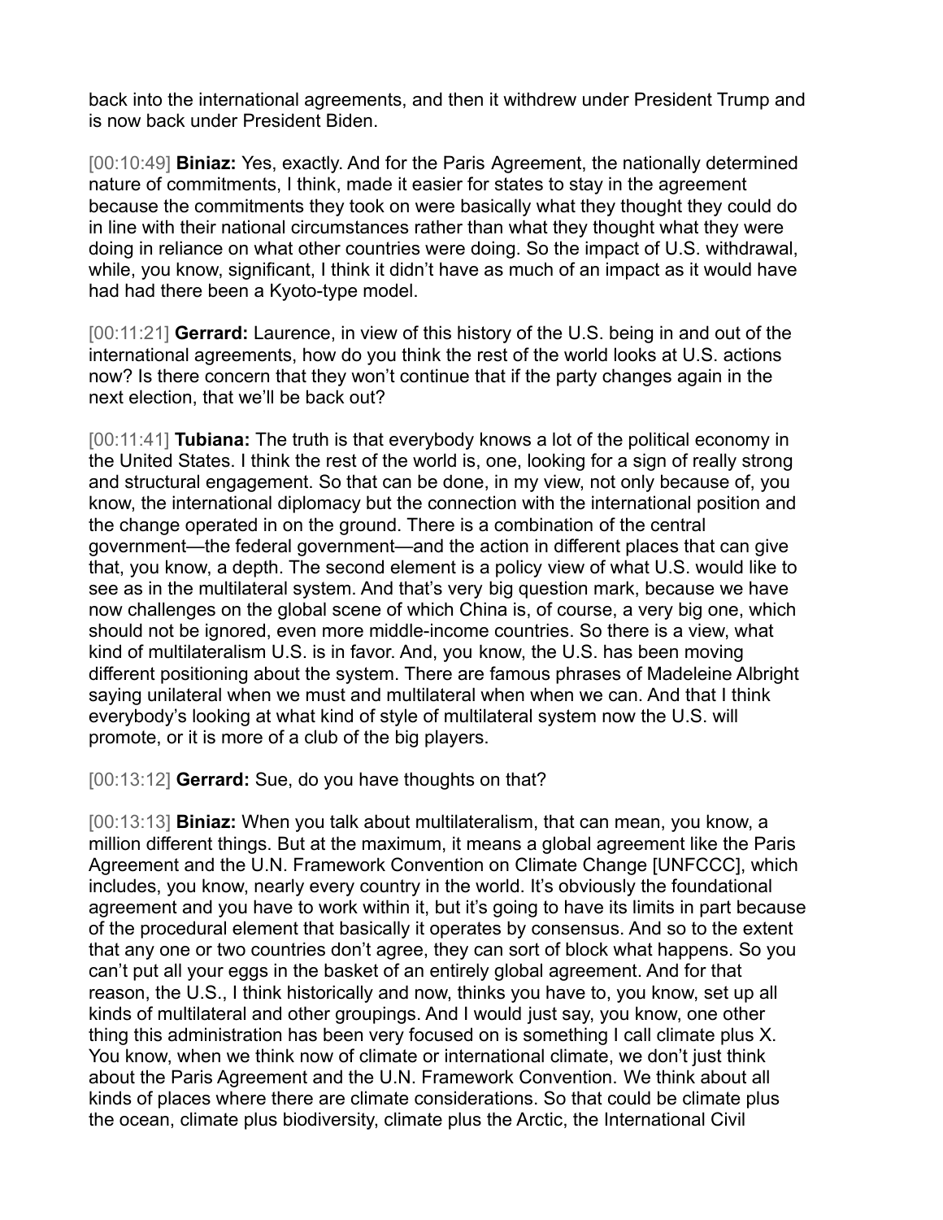back into the international agreements, and then it withdrew under President Trump and is now back under President Biden.

[00:10:49] **Biniaz:** Yes, exactly. And for the Paris Agreement, the nationally determined nature of commitments, I think, made it easier for states to stay in the agreement because the commitments they took on were basically what they thought they could do in line with their national circumstances rather than what they thought what they were doing in reliance on what other countries were doing. So the impact of U.S. withdrawal, while, you know, significant, I think it didn't have as much of an impact as it would have had had there been a Kyoto-type model.

[00:11:21] **Gerrard:** Laurence, in view of this history of the U.S. being in and out of the international agreements, how do you think the rest of the world looks at U.S. actions now? Is there concern that they won't continue that if the party changes again in the next election, that we'll be back out?

[00:11:41] **Tubiana:** The truth is that everybody knows a lot of the political economy in the United States. I think the rest of the world is, one, looking for a sign of really strong and structural engagement. So that can be done, in my view, not only because of, you know, the international diplomacy but the connection with the international position and the change operated in on the ground. There is a combination of the central government—the federal government—and the action in different places that can give that, you know, a depth. The second element is a policy view of what U.S. would like to see as in the multilateral system. And that's very big question mark, because we have now challenges on the global scene of which China is, of course, a very big one, which should not be ignored, even more middle-income countries. So there is a view, what kind of multilateralism U.S. is in favor. And, you know, the U.S. has been moving different positioning about the system. There are famous phrases of Madeleine Albright saying unilateral when we must and multilateral when when we can. And that I think everybody's looking at what kind of style of multilateral system now the U.S. will promote, or it is more of a club of the big players.

[00:13:12] **Gerrard:** Sue, do you have thoughts on that?

[00:13:13] **Biniaz:** When you talk about multilateralism, that can mean, you know, a million different things. But at the maximum, it means a global agreement like the Paris Agreement and the U.N. Framework Convention on Climate Change [UNFCCC], which includes, you know, nearly every country in the world. It's obviously the foundational agreement and you have to work within it, but it's going to have its limits in part because of the procedural element that basically it operates by consensus. And so to the extent that any one or two countries don't agree, they can sort of block what happens. So you can't put all your eggs in the basket of an entirely global agreement. And for that reason, the U.S., I think historically and now, thinks you have to, you know, set up all kinds of multilateral and other groupings. And I would just say, you know, one other thing this administration has been very focused on is something I call climate plus X. You know, when we think now of climate or international climate, we don't just think about the Paris Agreement and the U.N. Framework Convention. We think about all kinds of places where there are climate considerations. So that could be climate plus the ocean, climate plus biodiversity, climate plus the Arctic, the International Civil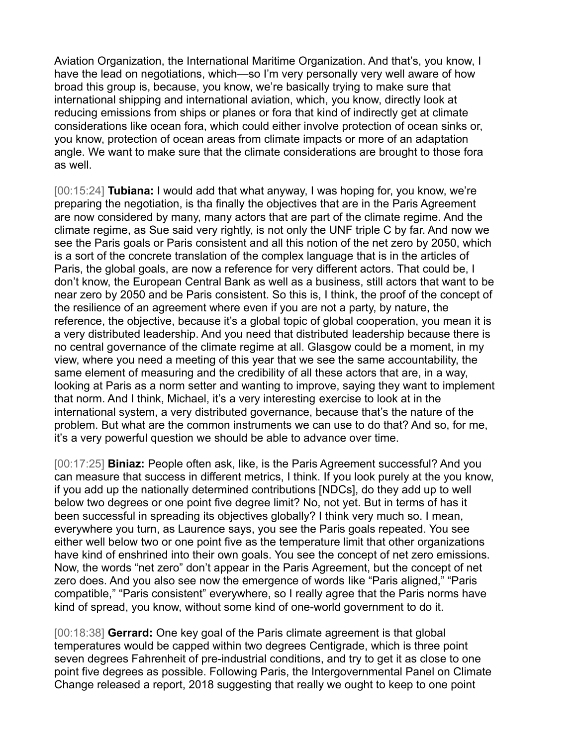Aviation Organization, the International Maritime Organization. And that's, you know, I have the lead on negotiations, which—so I'm very personally very well aware of how broad this group is, because, you know, we're basically trying to make sure that international shipping and international aviation, which, you know, directly look at reducing emissions from ships or planes or fora that kind of indirectly get at climate considerations like ocean fora, which could either involve protection of ocean sinks or, you know, protection of ocean areas from climate impacts or more of an adaptation angle. We want to make sure that the climate considerations are brought to those fora as well.

[00:15:24] **Tubiana:** I would add that what anyway, I was hoping for, you know, we're preparing the negotiation, is tha finally the objectives that are in the Paris Agreement are now considered by many, many actors that are part of the climate regime. And the climate regime, as Sue said very rightly, is not only the UNF triple C by far. And now we see the Paris goals or Paris consistent and all this notion of the net zero by 2050, which is a sort of the concrete translation of the complex language that is in the articles of Paris, the global goals, are now a reference for very different actors. That could be, I don't know, the European Central Bank as well as a business, still actors that want to be near zero by 2050 and be Paris consistent. So this is, I think, the proof of the concept of the resilience of an agreement where even if you are not a party, by nature, the reference, the objective, because it's a global topic of global cooperation, you mean it is a very distributed leadership. And you need that distributed leadership because there is no central governance of the climate regime at all. Glasgow could be a moment, in my view, where you need a meeting of this year that we see the same accountability, the same element of measuring and the credibility of all these actors that are, in a way, looking at Paris as a norm setter and wanting to improve, saying they want to implement that norm. And I think, Michael, it's a very interesting exercise to look at in the international system, a very distributed governance, because that's the nature of the problem. But what are the common instruments we can use to do that? And so, for me, it's a very powerful question we should be able to advance over time.

[00:17:25] **Biniaz:** People often ask, like, is the Paris Agreement successful? And you can measure that success in different metrics, I think. If you look purely at the you know, if you add up the nationally determined contributions [NDCs], do they add up to well below two degrees or one point five degree limit? No, not yet. But in terms of has it been successful in spreading its objectives globally? I think very much so. I mean, everywhere you turn, as Laurence says, you see the Paris goals repeated. You see either well below two or one point five as the temperature limit that other organizations have kind of enshrined into their own goals. You see the concept of net zero emissions. Now, the words "net zero" don't appear in the Paris Agreement, but the concept of net zero does. And you also see now the emergence of words like "Paris aligned," "Paris compatible," "Paris consistent" everywhere, so I really agree that the Paris norms have kind of spread, you know, without some kind of one-world government to do it.

[00:18:38] **Gerrard:** One key goal of the Paris climate agreement is that global temperatures would be capped within two degrees Centigrade, which is three point seven degrees Fahrenheit of pre-industrial conditions, and try to get it as close to one point five degrees as possible. Following Paris, the Intergovernmental Panel on Climate Change released a report, 2018 suggesting that really we ought to keep to one point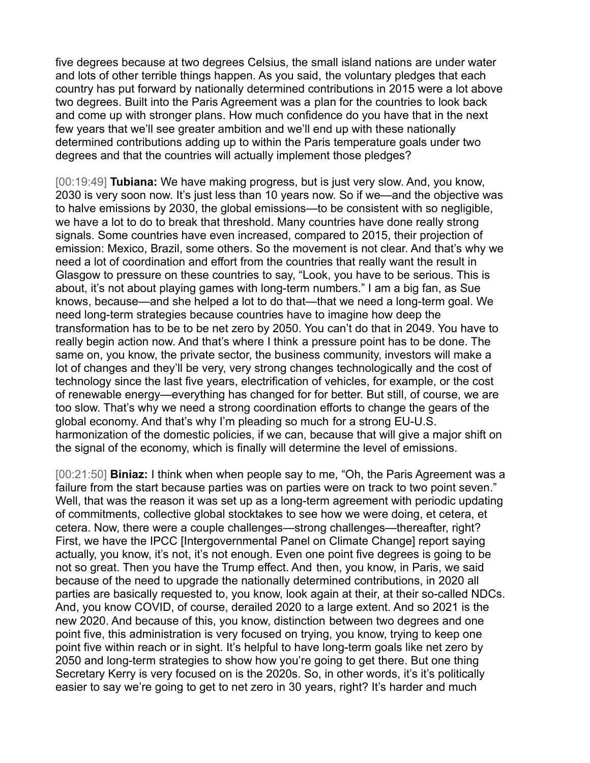five degrees because at two degrees Celsius, the small island nations are under water and lots of other terrible things happen. As you said, the voluntary pledges that each country has put forward by nationally determined contributions in 2015 were a lot above two degrees. Built into the Paris Agreement was a plan for the countries to look back and come up with stronger plans. How much confidence do you have that in the next few years that we'll see greater ambition and we'll end up with these nationally determined contributions adding up to within the Paris temperature goals under two degrees and that the countries will actually implement those pledges?

[00:19:49] **Tubiana:** We have making progress, but is just very slow. And, you know, 2030 is very soon now. It's just less than 10 years now. So if we—and the objective was to halve emissions by 2030, the global emissions—to be consistent with so negligible, we have a lot to do to break that threshold. Many countries have done really strong signals. Some countries have even increased, compared to 2015, their projection of emission: Mexico, Brazil, some others. So the movement is not clear. And that's why we need a lot of coordination and effort from the countries that really want the result in Glasgow to pressure on these countries to say, "Look, you have to be serious. This is about, it's not about playing games with long-term numbers." I am a big fan, as Sue knows, because—and she helped a lot to do that—that we need a long-term goal. We need long-term strategies because countries have to imagine how deep the transformation has to be to be net zero by 2050. You can't do that in 2049. You have to really begin action now. And that's where I think a pressure point has to be done. The same on, you know, the private sector, the business community, investors will make a lot of changes and they'll be very, very strong changes technologically and the cost of technology since the last five years, electrification of vehicles, for example, or the cost of renewable energy—everything has changed for for better. But still, of course, we are too slow. That's why we need a strong coordination efforts to change the gears of the global economy. And that's why I'm pleading so much for a strong EU-U.S. harmonization of the domestic policies, if we can, because that will give a major shift on the signal of the economy, which is finally will determine the level of emissions.

[00:21:50] **Biniaz:** I think when when people say to me, "Oh, the Paris Agreement was a failure from the start because parties was on parties were on track to two point seven." Well, that was the reason it was set up as a long-term agreement with periodic updating of commitments, collective global stocktakes to see how we were doing, et cetera, et cetera. Now, there were a couple challenges—strong challenges—thereafter, right? First, we have the IPCC [Intergovernmental Panel on Climate Change] report saying actually, you know, it's not, it's not enough. Even one point five degrees is going to be not so great. Then you have the Trump effect. And then, you know, in Paris, we said because of the need to upgrade the nationally determined contributions, in 2020 all parties are basically requested to, you know, look again at their, at their so-called NDCs. And, you know COVID, of course, derailed 2020 to a large extent. And so 2021 is the new 2020. And because of this, you know, distinction between two degrees and one point five, this administration is very focused on trying, you know, trying to keep one point five within reach or in sight. It's helpful to have long-term goals like net zero by 2050 and long-term strategies to show how you're going to get there. But one thing Secretary Kerry is very focused on is the 2020s. So, in other words, it's it's politically easier to say we're going to get to net zero in 30 years, right? It's harder and much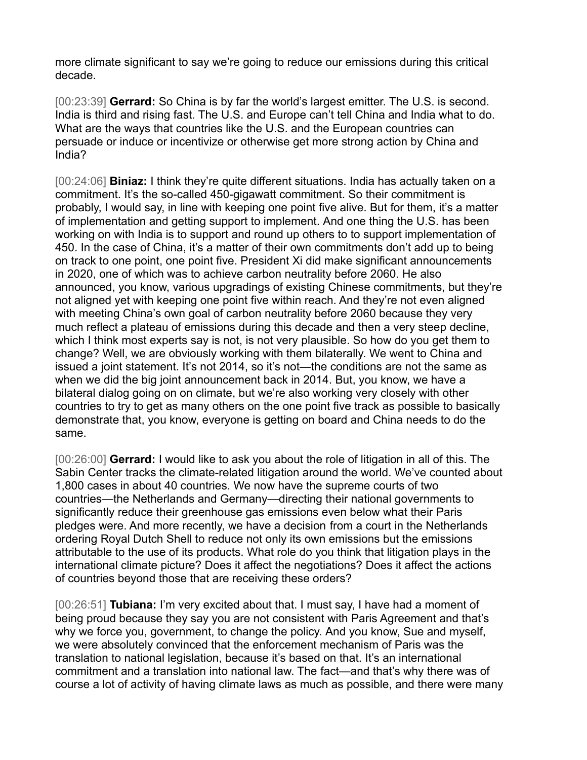more climate significant to say we're going to reduce our emissions during this critical decade.

[00:23:39] **Gerrard:** So China is by far the world's largest emitter. The U.S. is second. India is third and rising fast. The U.S. and Europe can't tell China and India what to do. What are the ways that countries like the U.S. and the European countries can persuade or induce or incentivize or otherwise get more strong action by China and India?

[00:24:06] **Biniaz:** I think they're quite different situations. India has actually taken on a commitment. It's the so-called 450-gigawatt commitment. So their commitment is probably, I would say, in line with keeping one point five alive. But for them, it's a matter of implementation and getting support to implement. And one thing the U.S. has been working on with India is to support and round up others to to support implementation of 450. In the case of China, it's a matter of their own commitments don't add up to being on track to one point, one point five. President Xi did make significant announcements in 2020, one of which was to achieve carbon neutrality before 2060. He also announced, you know, various upgradings of existing Chinese commitments, but they're not aligned yet with keeping one point five within reach. And they're not even aligned with meeting China's own goal of carbon neutrality before 2060 because they very much reflect a plateau of emissions during this decade and then a very steep decline, which I think most experts say is not, is not very plausible. So how do you get them to change? Well, we are obviously working with them bilaterally. We went to China and issued a joint statement. It's not 2014, so it's not—the conditions are not the same as when we did the big joint announcement back in 2014. But, you know, we have a bilateral dialog going on on climate, but we're also working very closely with other countries to try to get as many others on the one point five track as possible to basically demonstrate that, you know, everyone is getting on board and China needs to do the same.

[00:26:00] **Gerrard:** I would like to ask you about the role of litigation in all of this. The Sabin Center tracks the climate-related litigation around the world. We've counted about 1,800 cases in about 40 countries. We now have the supreme courts of two countries—the Netherlands and Germany—directing their national governments to significantly reduce their greenhouse gas emissions even below what their Paris pledges were. And more recently, we have a decision from a court in the Netherlands ordering Royal Dutch Shell to reduce not only its own emissions but the emissions attributable to the use of its products. What role do you think that litigation plays in the international climate picture? Does it affect the negotiations? Does it affect the actions of countries beyond those that are receiving these orders?

[00:26:51] **Tubiana:** I'm very excited about that. I must say, I have had a moment of being proud because they say you are not consistent with Paris Agreement and that's why we force you, government, to change the policy. And you know, Sue and myself, we were absolutely convinced that the enforcement mechanism of Paris was the translation to national legislation, because it's based on that. It's an international commitment and a translation into national law. The fact—and that's why there was of course a lot of activity of having climate laws as much as possible, and there were many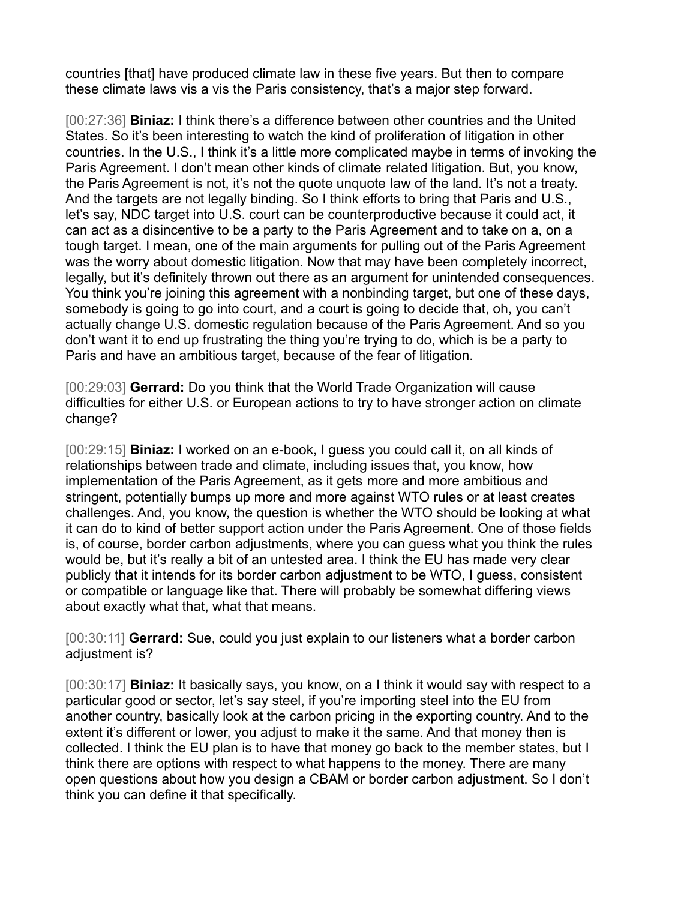countries [that] have produced climate law in these five years. But then to compare these climate laws vis a vis the Paris consistency, that's a major step forward.

[00:27:36] **Biniaz:** I think there's a difference between other countries and the United States. So it's been interesting to watch the kind of proliferation of litigation in other countries. In the U.S., I think it's a little more complicated maybe in terms of invoking the Paris Agreement. I don't mean other kinds of climate related litigation. But, you know, the Paris Agreement is not, it's not the quote unquote law of the land. It's not a treaty. And the targets are not legally binding. So I think efforts to bring that Paris and U.S., let's say, NDC target into U.S. court can be counterproductive because it could act, it can act as a disincentive to be a party to the Paris Agreement and to take on a, on a tough target. I mean, one of the main arguments for pulling out of the Paris Agreement was the worry about domestic litigation. Now that may have been completely incorrect, legally, but it's definitely thrown out there as an argument for unintended consequences. You think you're joining this agreement with a nonbinding target, but one of these days, somebody is going to go into court, and a court is going to decide that, oh, you can't actually change U.S. domestic regulation because of the Paris Agreement. And so you don't want it to end up frustrating the thing you're trying to do, which is be a party to Paris and have an ambitious target, because of the fear of litigation.

[00:29:03] **Gerrard:** Do you think that the World Trade Organization will cause difficulties for either U.S. or European actions to try to have stronger action on climate change?

[00:29:15] **Biniaz:** I worked on an e-book, I guess you could call it, on all kinds of relationships between trade and climate, including issues that, you know, how implementation of the Paris Agreement, as it gets more and more ambitious and stringent, potentially bumps up more and more against WTO rules or at least creates challenges. And, you know, the question is whether the WTO should be looking at what it can do to kind of better support action under the Paris Agreement. One of those fields is, of course, border carbon adjustments, where you can guess what you think the rules would be, but it's really a bit of an untested area. I think the EU has made very clear publicly that it intends for its border carbon adjustment to be WTO, I guess, consistent or compatible or language like that. There will probably be somewhat differing views about exactly what that, what that means.

[00:30:11] **Gerrard:** Sue, could you just explain to our listeners what a border carbon adjustment is?

[00:30:17] **Biniaz:** It basically says, you know, on a I think it would say with respect to a particular good or sector, let's say steel, if you're importing steel into the EU from another country, basically look at the carbon pricing in the exporting country. And to the extent it's different or lower, you adjust to make it the same. And that money then is collected. I think the EU plan is to have that money go back to the member states, but I think there are options with respect to what happens to the money. There are many open questions about how you design a CBAM or border carbon adjustment. So I don't think you can define it that specifically.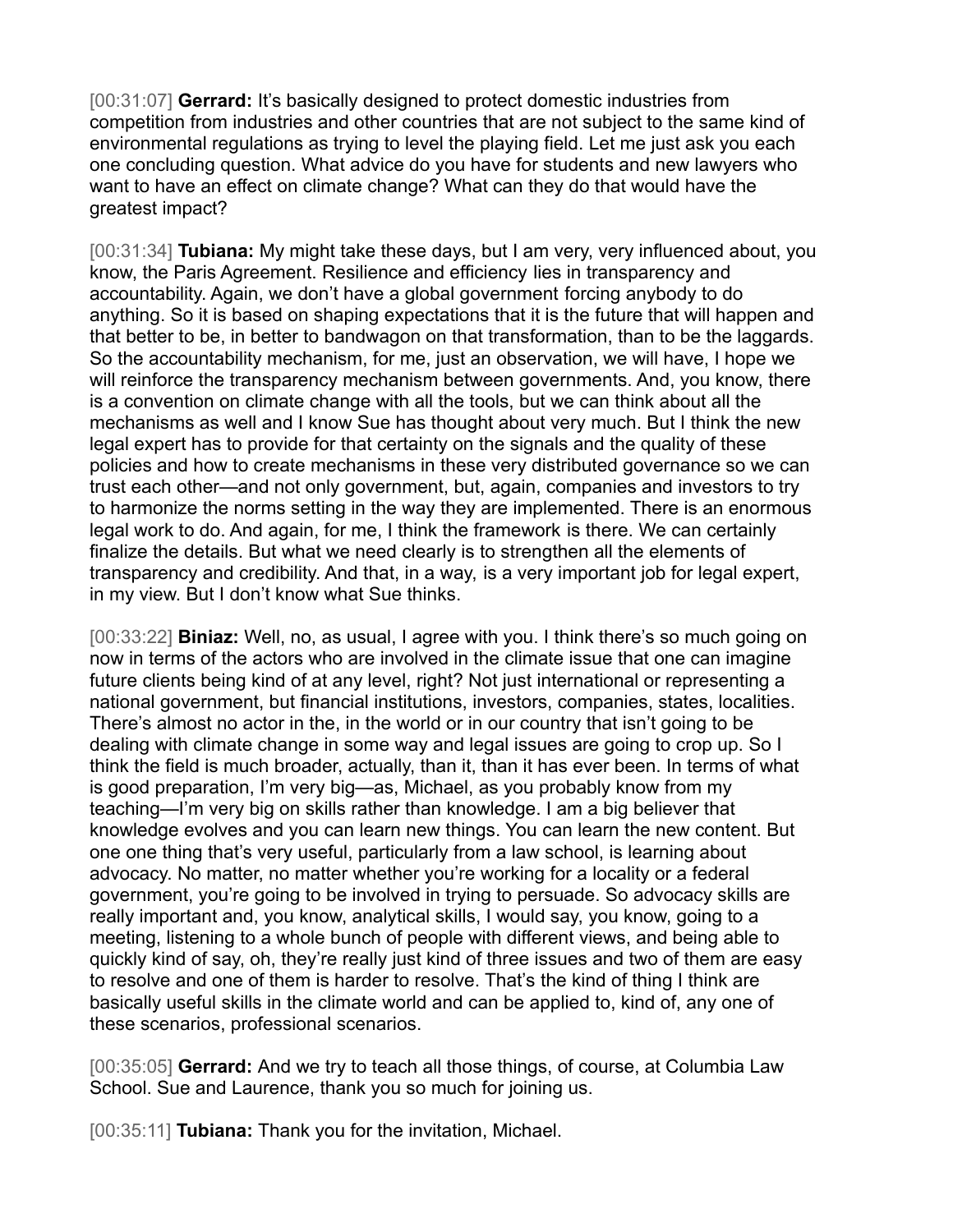[00:31:07] **Gerrard:** It's basically designed to protect domestic industries from competition from industries and other countries that are not subject to the same kind of environmental regulations as trying to level the playing field. Let me just ask you each one concluding question. What advice do you have for students and new lawyers who want to have an effect on climate change? What can they do that would have the greatest impact?

[00:31:34] **Tubiana:** My might take these days, but I am very, very influenced about, you know, the Paris Agreement. Resilience and efficiency lies in transparency and accountability. Again, we don't have a global government forcing anybody to do anything. So it is based on shaping expectations that it is the future that will happen and that better to be, in better to bandwagon on that transformation, than to be the laggards. So the accountability mechanism, for me, just an observation, we will have, I hope we will reinforce the transparency mechanism between governments. And, you know, there is a convention on climate change with all the tools, but we can think about all the mechanisms as well and I know Sue has thought about very much. But I think the new legal expert has to provide for that certainty on the signals and the quality of these policies and how to create mechanisms in these very distributed governance so we can trust each other—and not only government, but, again, companies and investors to try to harmonize the norms setting in the way they are implemented. There is an enormous legal work to do. And again, for me, I think the framework is there. We can certainly finalize the details. But what we need clearly is to strengthen all the elements of transparency and credibility. And that, in a way, is a very important job for legal expert, in my view. But I don't know what Sue thinks.

[00:33:22] **Biniaz:** Well, no, as usual, I agree with you. I think there's so much going on now in terms of the actors who are involved in the climate issue that one can imagine future clients being kind of at any level, right? Not just international or representing a national government, but financial institutions, investors, companies, states, localities. There's almost no actor in the, in the world or in our country that isn't going to be dealing with climate change in some way and legal issues are going to crop up. So I think the field is much broader, actually, than it, than it has ever been. In terms of what is good preparation, I'm very big—as, Michael, as you probably know from my teaching—I'm very big on skills rather than knowledge. I am a big believer that knowledge evolves and you can learn new things. You can learn the new content. But one one thing that's very useful, particularly from a law school, is learning about advocacy. No matter, no matter whether you're working for a locality or a federal government, you're going to be involved in trying to persuade. So advocacy skills are really important and, you know, analytical skills, I would say, you know, going to a meeting, listening to a whole bunch of people with different views, and being able to quickly kind of say, oh, they're really just kind of three issues and two of them are easy to resolve and one of them is harder to resolve. That's the kind of thing I think are basically useful skills in the climate world and can be applied to, kind of, any one of these scenarios, professional scenarios.

[00:35:05] **Gerrard:** And we try to teach all those things, of course, at Columbia Law School. Sue and Laurence, thank you so much for joining us.

[00:35:11] **Tubiana:** Thank you for the invitation, Michael.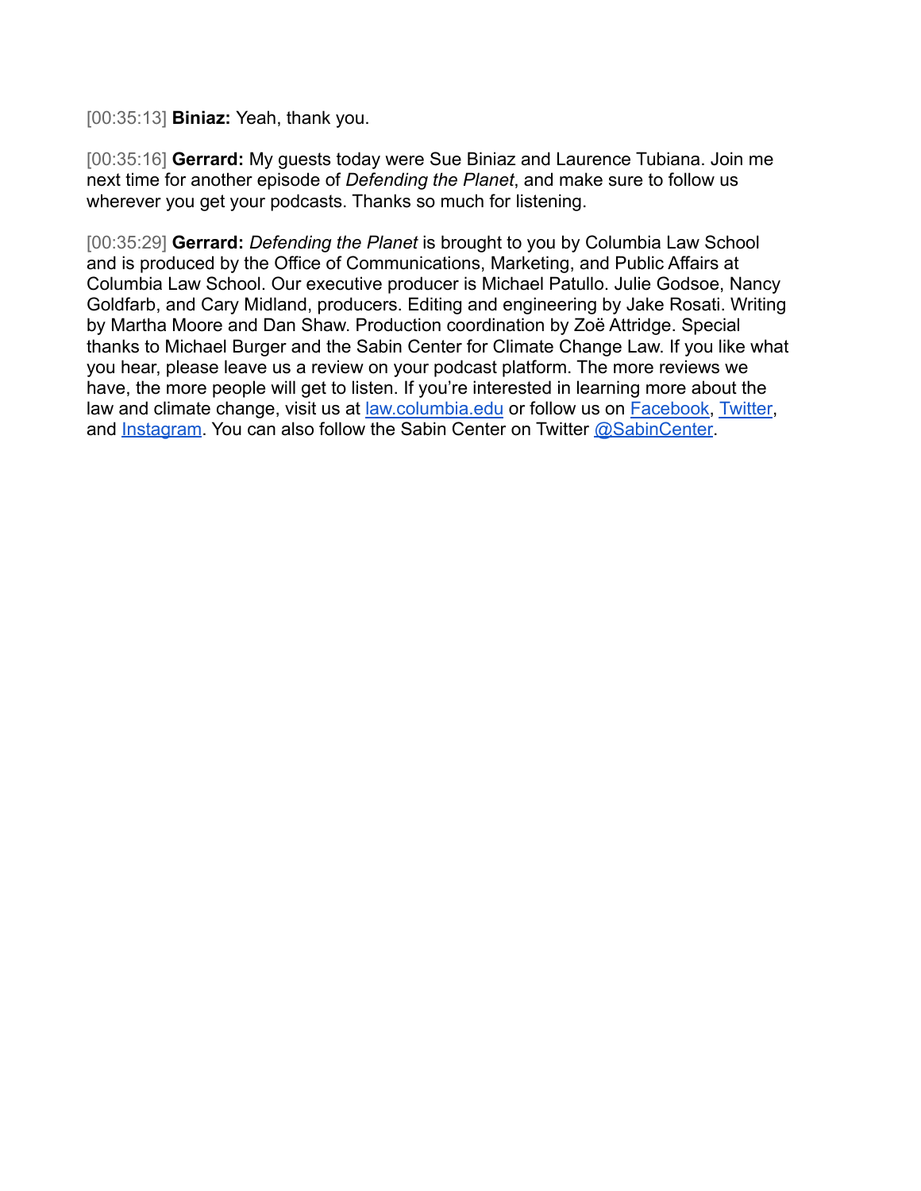[00:35:13] **Biniaz:** Yeah, thank you.

[00:35:16] **Gerrard:** My guests today were Sue Biniaz and Laurence Tubiana. Join me next time for another episode of *Defending the Planet*, and make sure to follow us wherever you get your podcasts. Thanks so much for listening.

[00:35:29] **Gerrard:** *Defending the Planet* is brought to you by Columbia Law School and is produced by the Office of Communications, Marketing, and Public Affairs at Columbia Law School. Our executive producer is Michael Patullo. Julie Godsoe, Nancy Goldfarb, and Cary Midland, producers. Editing and engineering by Jake Rosati. Writing by Martha Moore and Dan Shaw. Production coordination by Zoë Attridge. Special thanks to Michael Burger and the Sabin Center for Climate Change Law. If you like what you hear, please leave us a review on your podcast platform. The more reviews we have, the more people will get to listen. If you're interested in learning more about the law and climate change, visit us at law.columbia.edu or follow us on Facebook, Twitter, and Instagram. You can also follow the Sabin Center on Twitter @SabinCenter.